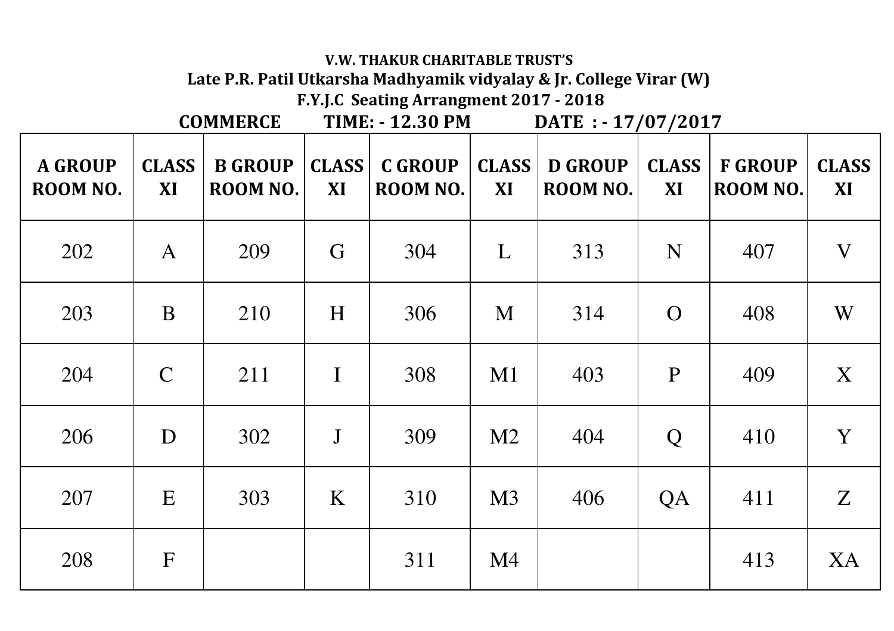**V.W. THAKUR CHARITABLE TRUST'S**

**Late P.R. Patil Utkarsha Madhyamik vidyalay & Jr. College Virar (W)**

**F.Y.J.C Seating Arrangment 2017 - 2018**

**COMMERCE TIME: - 12.30 PM DATE : - 17/07/2017**

| A GROUP ROOM NO. | CLASS XI | B GROUP ROOM NO. | CLASS XI | C GROUP ROOM NO. | CLASS XI | D GROUP ROOM NO. | CLASS XI | F GROUP ROOM NO. | CLASS XI |
|---|---|---|---|---|---|---|---|---|---|
| 202 | A | 209 | G | 304 | L | 313 | N | 407 | V |
| 203 | B | 210 | H | 306 | M | 314 | O | 408 | W |
| 204 | C | 211 | I | 308 | M1 | 403 | P | 409 | X |
| 206 | D | 302 | J | 309 | M2 | 404 | Q | 410 | Y |
| 207 | E | 303 | K | 310 | M3 | 406 | QA | 411 | Z |
| 208 | F | | | 311 | M4 | | | 413 | XA |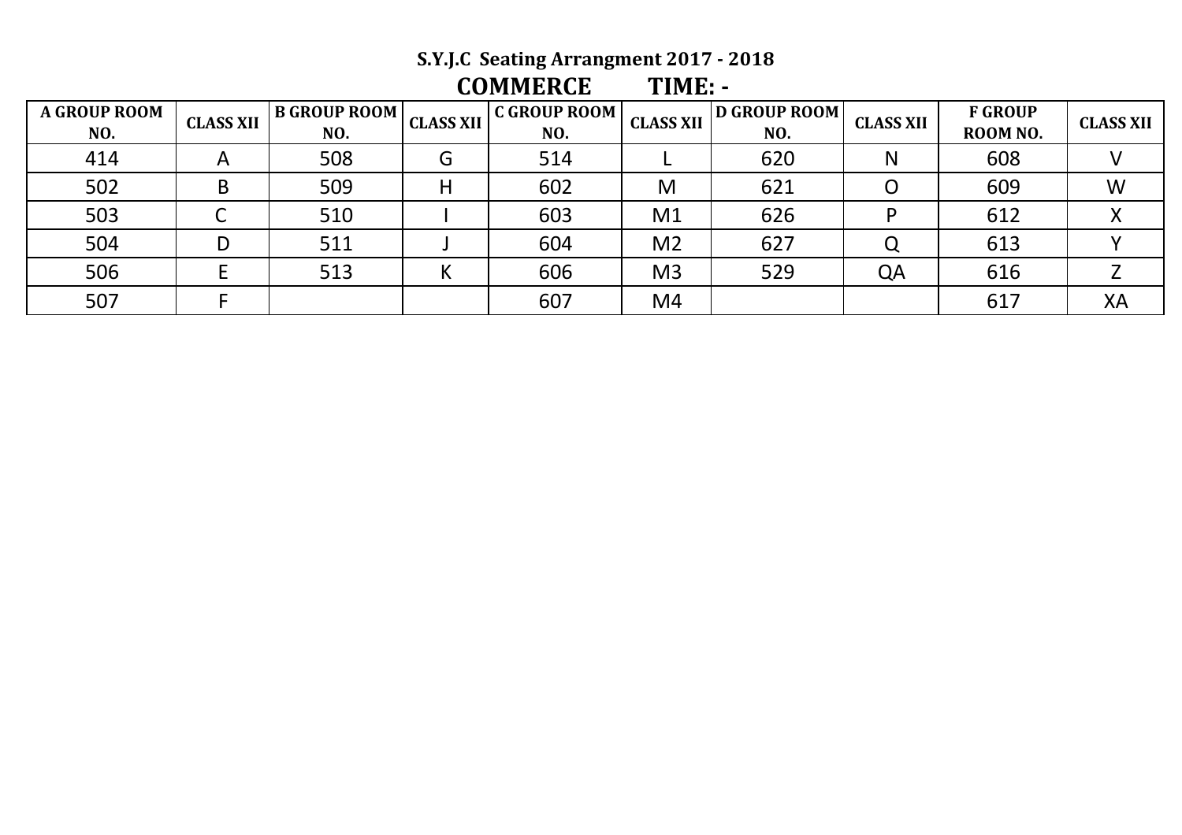# S.Y.J.C Seating Arrangment 2017 - 2018

## COMMERCE TIME: -

| A GROUP ROOM NO. | CLASS XII | B GROUP ROOM NO. | CLASS XII | C GROUP ROOM NO. | CLASS XII | D GROUP ROOM NO. | CLASS XII | F GROUP ROOM NO. | CLASS XII |
|---|---|---|---|---|---|---|---|---|---|
| 414 | A | 508 | G | 514 | L | 620 | N | 608 | V |
| 502 | B | 509 | H | 602 | M | 621 | O | 609 | W |
| 503 | C | 510 | I | 603 | M1 | 626 | P | 612 | X |
| 504 | D | 511 | J | 604 | M2 | 627 | Q | 613 | Y |
| 506 | E | 513 | K | 606 | M3 | 529 | QA | 616 | Z |
| 507 | F | | | 607 | M4 | | | 617 | XA |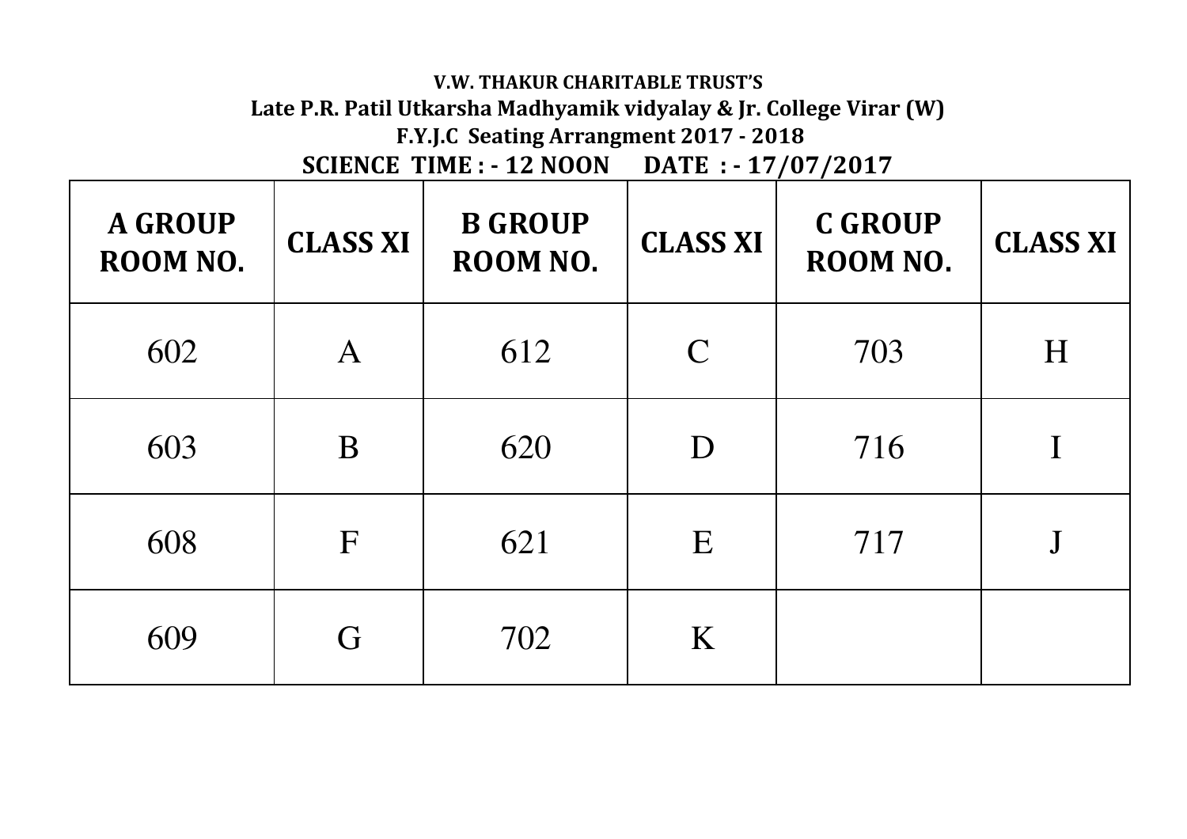**V.W. THAKUR CHARITABLE TRUST'S**

**Late P.R. Patil Utkarsha Madhyamik vidyalay & Jr. College Virar (W)**

**F.Y.J.C Seating Arrangment 2017 - 2018**

**SCIENCE TIME : - 12 NOON DATE : - 17/07/2017**

| A GROUP ROOM NO. | CLASS XI | B GROUP ROOM NO. | CLASS XI | C GROUP ROOM NO. | CLASS XI |
|---|---|---|---|---|---|
| 602 | A | 612 | C | 703 | H |
| 603 | B | 620 | D | 716 | I |
| 608 | F | 621 | E | 717 | J |
| 609 | G | 702 | K | | |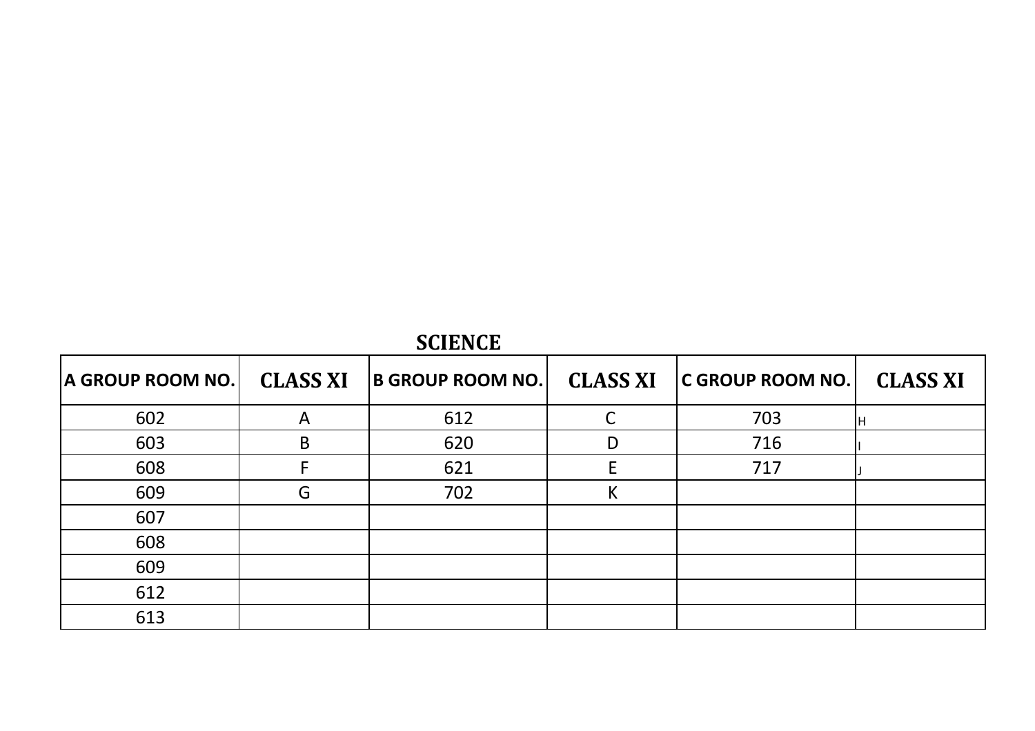## SCIENCE

| A GROUP ROOM NO. | CLASS XI | B GROUP ROOM NO. | CLASS XI | C GROUP ROOM NO. | CLASS XI |
|---|---|---|---|---|---|
| 602 | A | 612 | C | 703 | H |
| 603 | B | 620 | D | 716 | I |
| 608 | F | 621 | E | 717 | J |
| 609 | G | 702 | K | | |
| 607 | | | | | |
| 608 | | | | | |
| 609 | | | | | |
| 612 | | | | | |
| 613 | | | | | |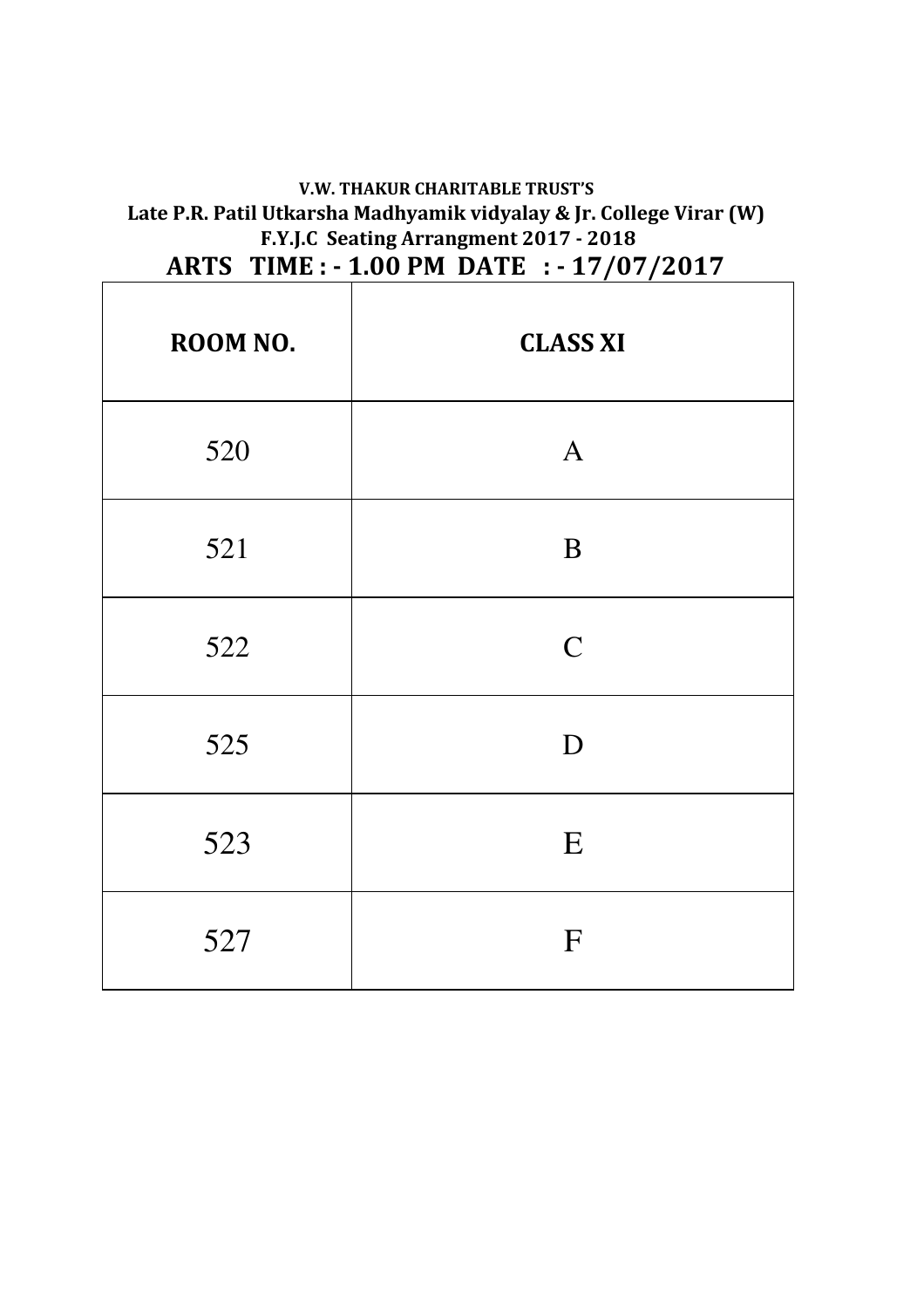**V.W. THAKUR CHARITABLE TRUST'S**

**Late P.R. Patil Utkarsha Madhyamik vidyalay & Jr. College Virar (W)**

**F.Y.J.C Seating Arrangment 2017 - 2018**

## ARTS TIME : - 1.00 PM DATE : - 17/07/2017

| ROOM NO. | CLASS XI |
|---|---|
| 520 | A |
| 521 | B |
| 522 | C |
| 525 | D |
| 523 | E |
| 527 | F |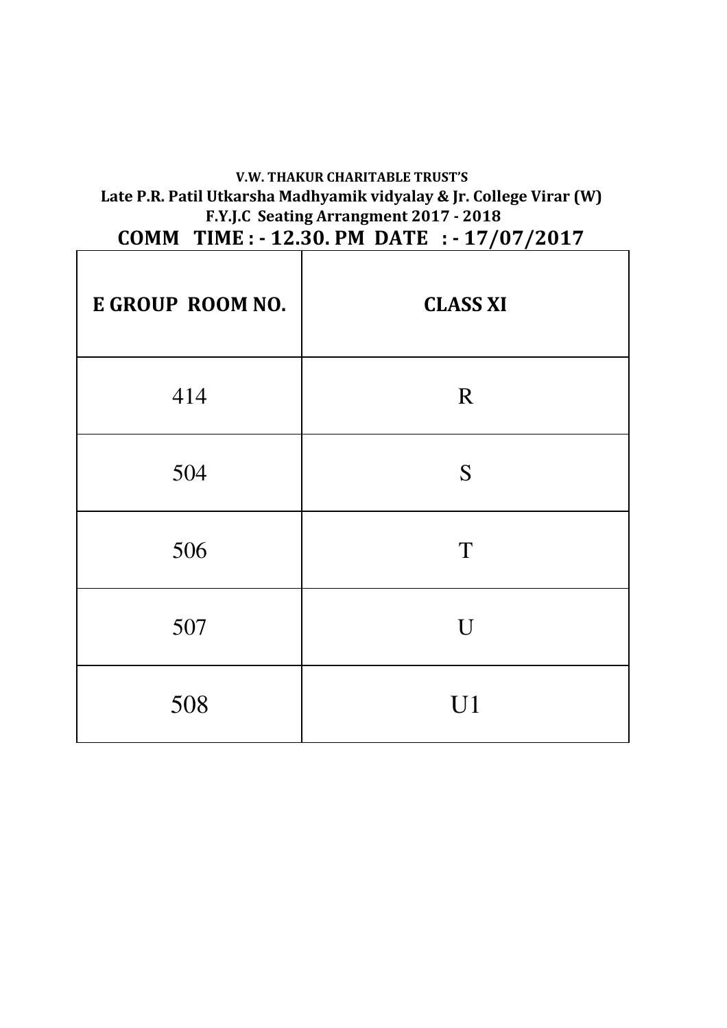**V.W. THAKUR CHARITABLE TRUST'S**

**Late P.R. Patil Utkarsha Madhyamik vidyalay & Jr. College Virar (W)**

**F.Y.J.C Seating Arrangment 2017 - 2018**

## COMM TIME : - 12.30. PM DATE : - 17/07/2017

| E GROUP ROOM NO. | CLASS XI |
|---|---|
| 414 | R |
| 504 | S |
| 506 | T |
| 507 | U |
| 508 | U1 |